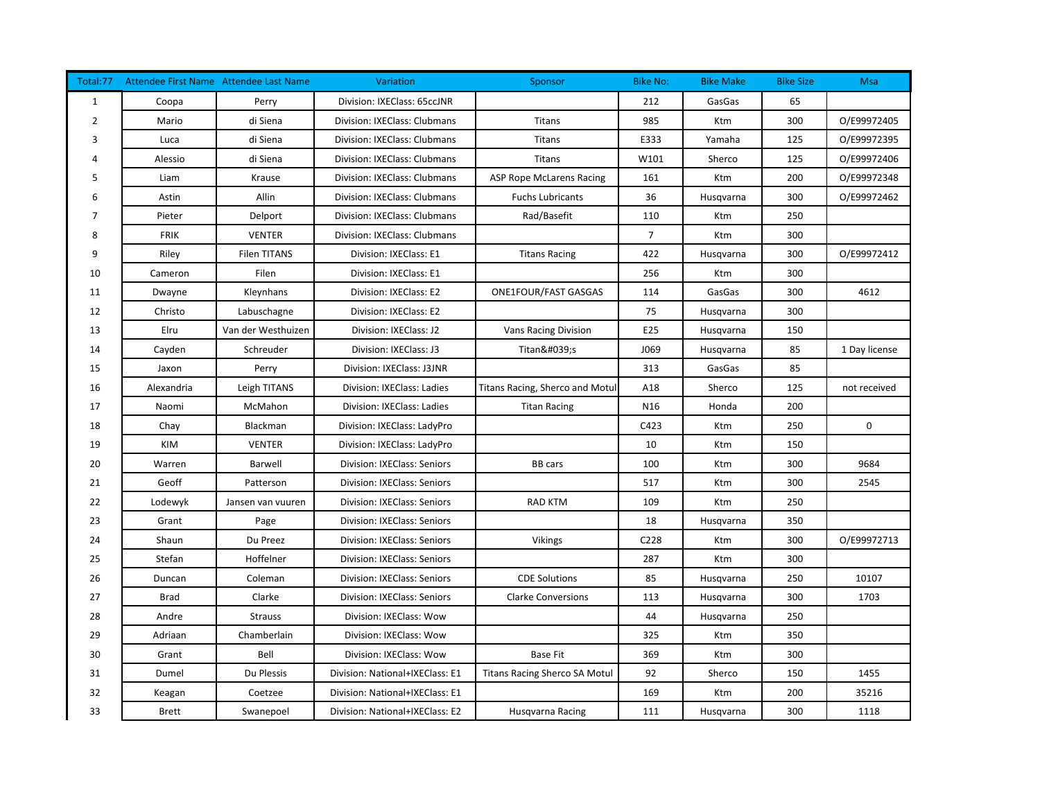| Total:77 | Attendee First Name | Attendee Last Name | Variation | Sponsor | Bike No: | Bike Make | Bike Size | Msa |
|---|---|---|---|---|---|---|---|---|
| 1 | Coopa | Perry | Division: IXEClass: 65ccJNR | | 212 | GasGas | 65 | |
| 2 | Mario | di Siena | Division: IXEClass: Clubmans | Titans | 985 | Ktm | 300 | O/E99972405 |
| 3 | Luca | di Siena | Division: IXEClass: Clubmans | Titans | E333 | Yamaha | 125 | O/E99972395 |
| 4 | Alessio | di Siena | Division: IXEClass: Clubmans | Titans | W101 | Sherco | 125 | O/E99972406 |
| 5 | Liam | Krause | Division: IXEClass: Clubmans | ASP Rope McLarens Racing | 161 | Ktm | 200 | O/E99972348 |
| 6 | Astin | Allin | Division: IXEClass: Clubmans | Fuchs Lubricants | 36 | Husqvarna | 300 | O/E99972462 |
| 7 | Pieter | Delport | Division: IXEClass: Clubmans | Rad/Basefit | 110 | Ktm | 250 | |
| 8 | FRIK | VENTER | Division: IXEClass: Clubmans | | 7 | Ktm | 300 | |
| 9 | Riley | Filen TITANS | Division: IXEClass: E1 | Titans Racing | 422 | Husqvarna | 300 | O/E99972412 |
| 10 | Cameron | Filen | Division: IXEClass: E1 | | 256 | Ktm | 300 | |
| 11 | Dwayne | Kleynhans | Division: IXEClass: E2 | ONE1FOUR/FAST GASGAS | 114 | GasGas | 300 | 4612 |
| 12 | Christo | Labuschagne | Division: IXEClass: E2 | | 75 | Husqvarna | 300 | |
| 13 | Elru | Van der Westhuizen | Division: IXEClass: J2 | Vans Racing Division | E25 | Husqvarna | 150 | |
| 14 | Cayden | Schreuder | Division: IXEClass: J3 | Titan&#039;s | J069 | Husqvarna | 85 | 1 Day license |
| 15 | Jaxon | Perry | Division: IXEClass: J3JNR | | 313 | GasGas | 85 | |
| 16 | Alexandria | Leigh TITANS | Division: IXEClass: Ladies | Titans Racing, Sherco and Motul | A18 | Sherco | 125 | not received |
| 17 | Naomi | McMahon | Division: IXEClass: Ladies | Titan Racing | N16 | Honda | 200 | |
| 18 | Chay | Blackman | Division: IXEClass: LadyPro | | C423 | Ktm | 250 | 0 |
| 19 | KIM | VENTER | Division: IXEClass: LadyPro | | 10 | Ktm | 150 | |
| 20 | Warren | Barwell | Division: IXEClass: Seniors | BB cars | 100 | Ktm | 300 | 9684 |
| 21 | Geoff | Patterson | Division: IXEClass: Seniors | | 517 | Ktm | 300 | 2545 |
| 22 | Lodewyk | Jansen van vuuren | Division: IXEClass: Seniors | RAD KTM | 109 | Ktm | 250 | |
| 23 | Grant | Page | Division: IXEClass: Seniors | | 18 | Husqvarna | 350 | |
| 24 | Shaun | Du Preez | Division: IXEClass: Seniors | Vikings | C228 | Ktm | 300 | O/E99972713 |
| 25 | Stefan | Hoffelner | Division: IXEClass: Seniors | | 287 | Ktm | 300 | |
| 26 | Duncan | Coleman | Division: IXEClass: Seniors | CDE Solutions | 85 | Husqvarna | 250 | 10107 |
| 27 | Brad | Clarke | Division: IXEClass: Seniors | Clarke Conversions | 113 | Husqvarna | 300 | 1703 |
| 28 | Andre | Strauss | Division: IXEClass: Wow | | 44 | Husqvarna | 250 | |
| 29 | Adriaan | Chamberlain | Division: IXEClass: Wow | | 325 | Ktm | 350 | |
| 30 | Grant | Bell | Division: IXEClass: Wow | Base Fit | 369 | Ktm | 300 | |
| 31 | Dumel | Du Plessis | Division: National+IXEClass: E1 | Titans Racing Sherco SA Motul | 92 | Sherco | 150 | 1455 |
| 32 | Keagan | Coetzee | Division: National+IXEClass: E1 | | 169 | Ktm | 200 | 35216 |
| 33 | Brett | Swanepoel | Division: National+IXEClass: E2 | Husqvarna Racing | 111 | Husqvarna | 300 | 1118 |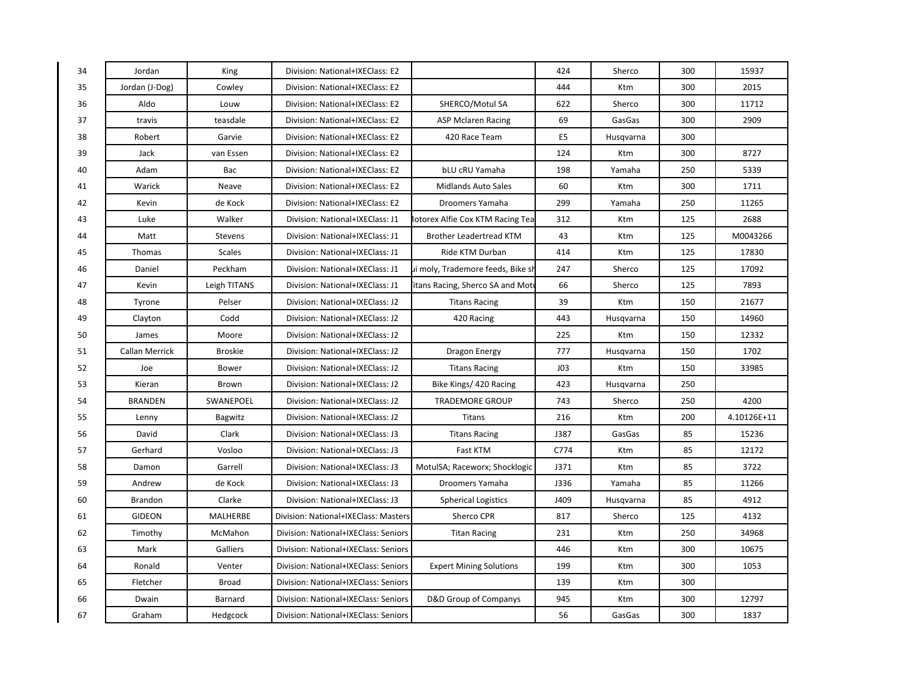| | | | | | | | | |
|---|---|---|---|---|---|---|---|---|
| 34 | Jordan | King | Division: National+IXEClass: E2 | | 424 | Sherco | 300 | 15937 |
| 35 | Jordan (J-Dog) | Cowley | Division: National+IXEClass: E2 | | 444 | Ktm | 300 | 2015 |
| 36 | Aldo | Louw | Division: National+IXEClass: E2 | SHERCO/Motul SA | 622 | Sherco | 300 | 11712 |
| 37 | travis | teasdale | Division: National+IXEClass: E2 | ASP Mclaren Racing | 69 | GasGas | 300 | 2909 |
| 38 | Robert | Garvie | Division: National+IXEClass: E2 | 420 Race Team | E5 | Husqvarna | 300 | |
| 39 | Jack | van Essen | Division: National+IXEClass: E2 | | 124 | Ktm | 300 | 8727 |
| 40 | Adam | Bac | Division: National+IXEClass: E2 | bLU cRU Yamaha | 198 | Yamaha | 250 | 5339 |
| 41 | Warick | Neave | Division: National+IXEClass: E2 | Midlands Auto Sales | 60 | Ktm | 300 | 1711 |
| 42 | Kevin | de Kock | Division: National+IXEClass: E2 | Droomers Yamaha | 299 | Yamaha | 250 | 11265 |
| 43 | Luke | Walker | Division: National+IXEClass: J1 | lotorex Alfie Cox KTM Racing Tea | 312 | Ktm | 125 | 2688 |
| 44 | Matt | Stevens | Division: National+IXEClass: J1 | Brother Leadertread KTM | 43 | Ktm | 125 | M0043266 |
| 45 | Thomas | Scales | Division: National+IXEClass: J1 | Ride KTM Durban | 414 | Ktm | 125 | 17830 |
| 46 | Daniel | Peckham | Division: National+IXEClass: J1 | ui moly, Trademore feeds, Bike sh | 247 | Sherco | 125 | 17092 |
| 47 | Kevin | Leigh TITANS | Division: National+IXEClass: J1 | itans Racing, Sherco SA and Mot | 66 | Sherco | 125 | 7893 |
| 48 | Tyrone | Pelser | Division: National+IXEClass: J2 | Titans Racing | 39 | Ktm | 150 | 21677 |
| 49 | Clayton | Codd | Division: National+IXEClass: J2 | 420 Racing | 443 | Husqvarna | 150 | 14960 |
| 50 | James | Moore | Division: National+IXEClass: J2 | | 225 | Ktm | 150 | 12332 |
| 51 | Callan Merrick | Broskie | Division: National+IXEClass: J2 | Dragon Energy | 777 | Husqvarna | 150 | 1702 |
| 52 | Joe | Bower | Division: National+IXEClass: J2 | Titans Racing | J03 | Ktm | 150 | 33985 |
| 53 | Kieran | Brown | Division: National+IXEClass: J2 | Bike Kings/ 420 Racing | 423 | Husqvarna | 250 | |
| 54 | BRANDEN | SWANEPOEL | Division: National+IXEClass: J2 | TRADEMORE GROUP | 743 | Sherco | 250 | 4200 |
| 55 | Lenny | Bagwitz | Division: National+IXEClass: J2 | Titans | 216 | Ktm | 200 | 4.10126E+11 |
| 56 | David | Clark | Division: National+IXEClass: J3 | Titans Racing | J387 | GasGas | 85 | 15236 |
| 57 | Gerhard | Vosloo | Division: National+IXEClass: J3 | Fast KTM | C774 | Ktm | 85 | 12172 |
| 58 | Damon | Garrell | Division: National+IXEClass: J3 | MotulSA; Raceworx; Shocklogic | J371 | Ktm | 85 | 3722 |
| 59 | Andrew | de Kock | Division: National+IXEClass: J3 | Droomers Yamaha | J336 | Yamaha | 85 | 11266 |
| 60 | Brandon | Clarke | Division: National+IXEClass: J3 | Spherical Logistics | J409 | Husqvarna | 85 | 4912 |
| 61 | GIDEON | MALHERBE | Division: National+IXEClass: Masters | Sherco CPR | 817 | Sherco | 125 | 4132 |
| 62 | Timothy | McMahon | Division: National+IXEClass: Seniors | Titan Racing | 231 | Ktm | 250 | 34968 |
| 63 | Mark | Galliers | Division: National+IXEClass: Seniors | | 446 | Ktm | 300 | 10675 |
| 64 | Ronald | Venter | Division: National+IXEClass: Seniors | Expert Mining Solutions | 199 | Ktm | 300 | 1053 |
| 65 | Fletcher | Broad | Division: National+IXEClass: Seniors | | 139 | Ktm | 300 | |
| 66 | Dwain | Barnard | Division: National+IXEClass: Seniors | D&D Group of Companys | 945 | Ktm | 300 | 12797 |
| 67 | Graham | Hedgcock | Division: National+IXEClass: Seniors | | 56 | GasGas | 300 | 1837 |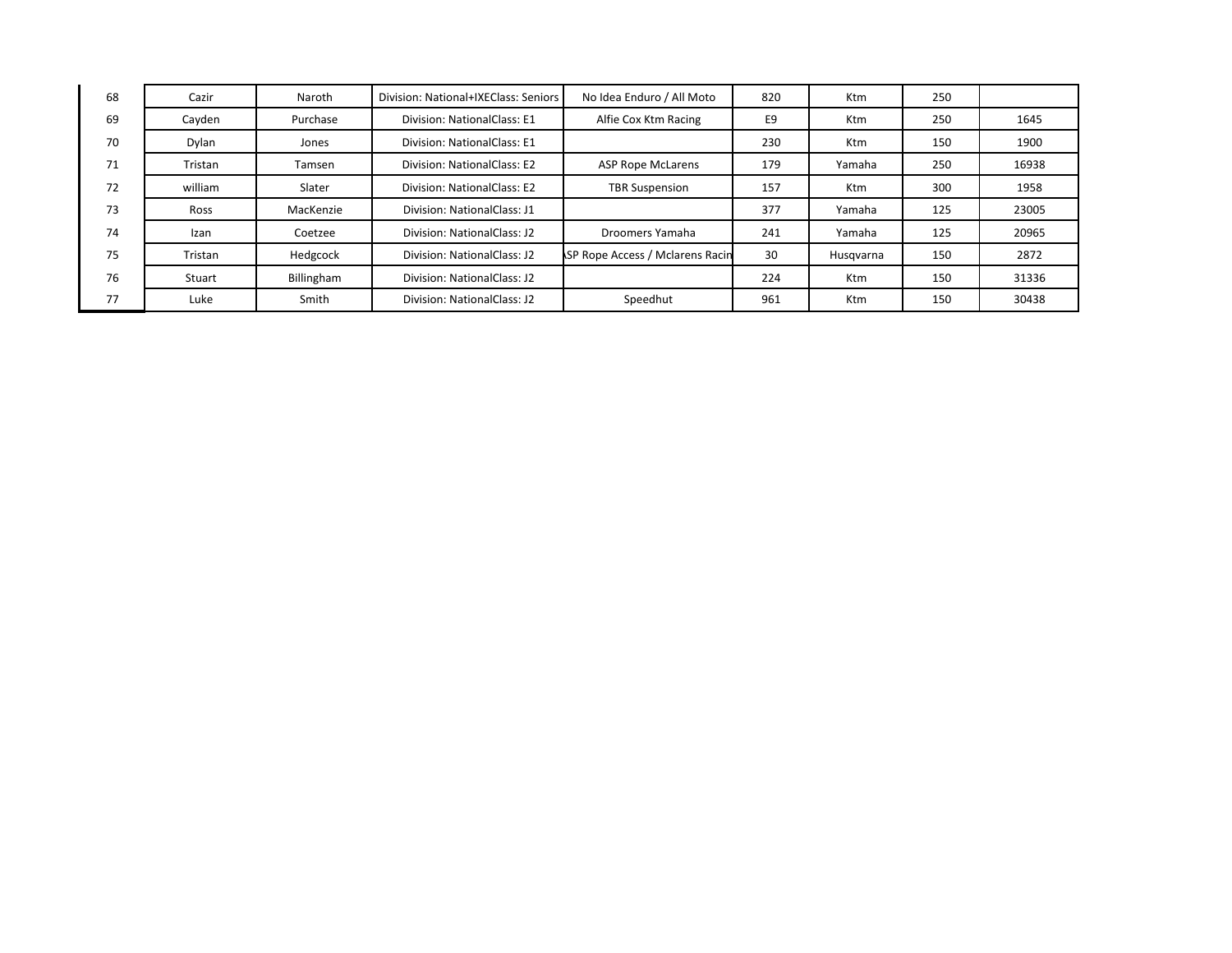| | | | | | | | | |
|---|---|---|---|---|---|---|---|---|
| 68 | Cazir | Naroth | Division: National+IXEClass: Seniors | No Idea Enduro / All Moto | 820 | Ktm | 250 | |
| 69 | Cayden | Purchase | Division: NationalClass: E1 | Alfie Cox Ktm Racing | E9 | Ktm | 250 | 1645 |
| 70 | Dylan | Jones | Division: NationalClass: E1 | | 230 | Ktm | 150 | 1900 |
| 71 | Tristan | Tamsen | Division: NationalClass: E2 | ASP Rope McLarens | 179 | Yamaha | 250 | 16938 |
| 72 | william | Slater | Division: NationalClass: E2 | TBR Suspension | 157 | Ktm | 300 | 1958 |
| 73 | Ross | MacKenzie | Division: NationalClass: J1 | | 377 | Yamaha | 125 | 23005 |
| 74 | Izan | Coetzee | Division: NationalClass: J2 | Droomers Yamaha | 241 | Yamaha | 125 | 20965 |
| 75 | Tristan | Hedgcock | Division: NationalClass: J2 | SP Rope Access / Mclarens Racin | 30 | Husqvarna | 150 | 2872 |
| 76 | Stuart | Billingham | Division: NationalClass: J2 | | 224 | Ktm | 150 | 31336 |
| 77 | Luke | Smith | Division: NationalClass: J2 | Speedhut | 961 | Ktm | 150 | 30438 |